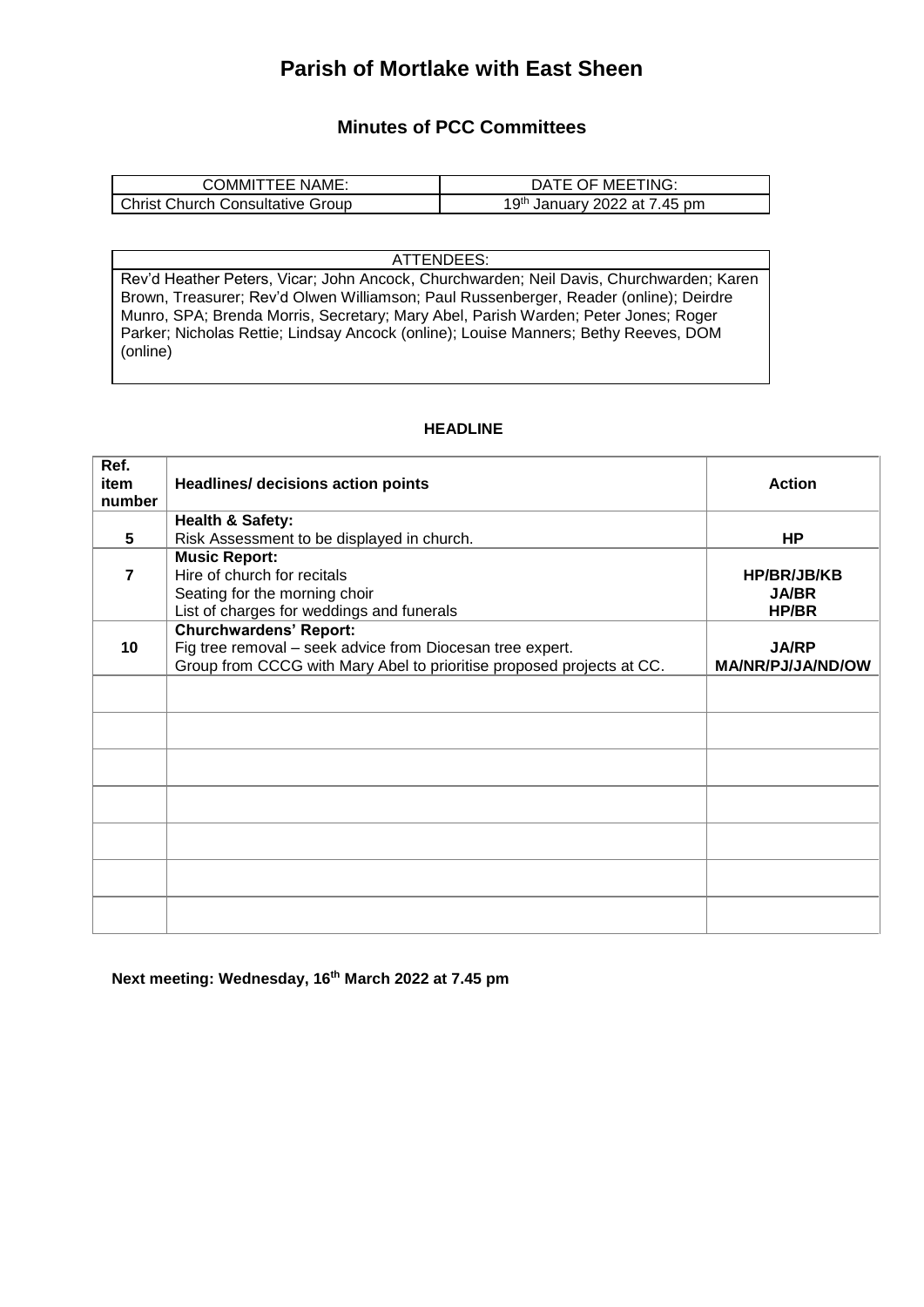# Parish of Mortlake with East Sheen

## Minutes of PCC Committees

| COMMITTEE NAME: | DATE OF MEETING: |
|---|---|
| Christ Church Consultative Group | 19th January 2022 at 7.45 pm |

| ATTENDEES: |
|---|
| Rev'd Heather Peters, Vicar; John Ancock, Churchwarden; Neil Davis, Churchwarden; Karen Brown, Treasurer; Rev'd Olwen Williamson; Paul Russenberger, Reader (online); Deirdre Munro, SPA; Brenda Morris, Secretary; Mary Abel, Parish Warden; Peter Jones; Roger Parker; Nicholas Rettie; Lindsay Ancock (online); Louise Manners; Bethy Reeves, DOM (online) |

**HEADLINE**

| Ref. item number | Headlines/ decisions action points | Action |
|---|---|---|
| 5 | **Health & Safety:**<br>Risk Assessment to be displayed in church. | **HP** |
| 7 | **Music Report:**<br>Hire of church for recitals<br>Seating for the morning choir<br>List of charges for weddings and funerals | **HP/BR/JB/KB**<br>**JA/BR**<br>**HP/BR** |
| 10 | **Churchwardens' Report:**<br>Fig tree removal – seek advice from Diocesan tree expert.<br>Group from CCCG with Mary Abel to prioritise proposed projects at CC. | **JA/RP**<br>**MA/NR/PJ/JA/ND/OW** |
| | | |
| | | |
| | | |
| | | |
| | | |
| | | |
| | | |

**Next meeting: Wednesday, 16th March 2022 at 7.45 pm**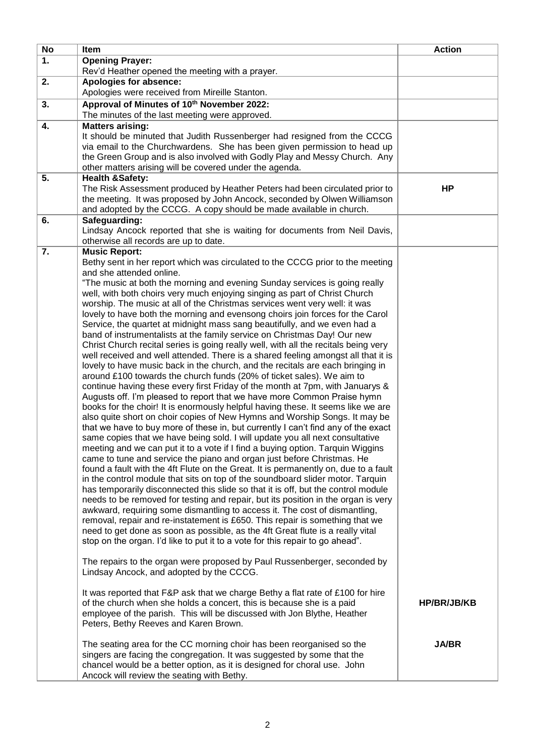| No | Item | Action |
|---|---|---|
| 1. | **Opening Prayer:**<br>Rev'd Heather opened the meeting with a prayer. | |
| 2. | **Apologies for absence:**<br>Apologies were received from Mireille Stanton. | |
| 3. | **Approval of Minutes of 10th November 2022:**<br>The minutes of the last meeting were approved. | |
| 4. | **Matters arising:**<br>It should be minuted that Judith Russenberger had resigned from the CCCG via email to the Churchwardens. She has been given permission to head up the Green Group and is also involved with Godly Play and Messy Church. Any other matters arising will be covered under the agenda. | |
| 5. | **Health &Safety:**<br>The Risk Assessment produced by Heather Peters had been circulated prior to the meeting. It was proposed by John Ancock, seconded by Olwen Williamson and adopted by the CCCG. A copy should be made available in church. | **HP** |
| 6. | **Safeguarding:**<br>Lindsay Ancock reported that she is waiting for documents from Neil Davis, otherwise all records are up to date. | |
| 7. | **Music Report:**<br>Bethy sent in her report which was circulated to the CCCG prior to the meeting and she attended online.<br>"The music at both the morning and evening Sunday services is going really well, with both choirs very much enjoying singing as part of Christ Church worship. The music at all of the Christmas services went very well: it was lovely to have both the morning and evensong choirs join forces for the Carol Service, the quartet at midnight mass sang beautifully, and we even had a band of instrumentalists at the family service on Christmas Day! Our new Christ Church recital series is going really well, with all the recitals being very well received and well attended. There is a shared feeling amongst all that it is lovely to have music back in the church, and the recitals are each bringing in around £100 towards the church funds (20% of ticket sales). We aim to continue having these every first Friday of the month at 7pm, with Januarys & Augusts off. I'm pleased to report that we have more Common Praise hymn books for the choir! It is enormously helpful having these. It seems like we are also quite short on choir copies of New Hymns and Worship Songs. It may be that we have to buy more of these in, but currently I can't find any of the exact same copies that we have being sold. I will update you all next consultative meeting and we can put it to a vote if I find a buying option. Tarquin Wiggins came to tune and service the piano and organ just before Christmas. He found a fault with the 4ft Flute on the Great. It is permanently on, due to a fault in the control module that sits on top of the soundboard slider motor. Tarquin has temporarily disconnected this slide so that it is off, but the control module needs to be removed for testing and repair, but its position in the organ is very awkward, requiring some dismantling to access it. The cost of dismantling, removal, repair and re-instatement is £650. This repair is something that we need to get done as soon as possible, as the 4ft Great flute is a really vital stop on the organ. I'd like to put it to a vote for this repair to go ahead".<br><br>The repairs to the organ were proposed by Paul Russenberger, seconded by Lindsay Ancock, and adopted by the CCCG.<br><br>It was reported that F&P ask that we charge Bethy a flat rate of £100 for hire of the church when she holds a concert, this is because she is a paid employee of the parish. This will be discussed with Jon Blythe, Heather Peters, Bethy Reeves and Karen Brown.<br><br>The seating area for the CC morning choir has been reorganised so the singers are facing the congregation. It was suggested by some that the chancel would be a better option, as it is designed for choral use. John Ancock will review the seating with Bethy. | **HP/BR/JB/KB**<br><br>**JA/BR** |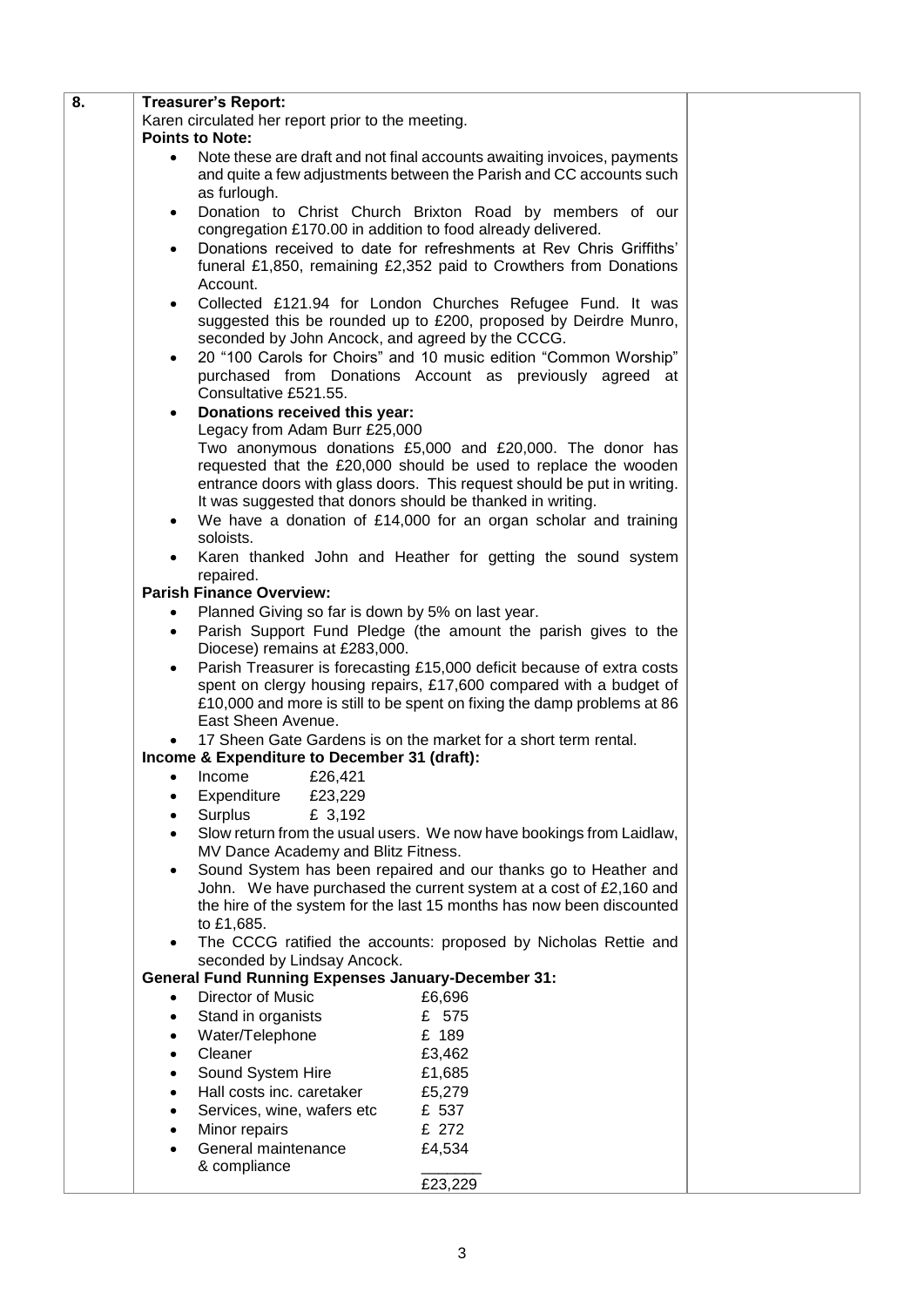**8. Treasurer's Report:**

Karen circulated her report prior to the meeting.

**Points to Note:**

- Note these are draft and not final accounts awaiting invoices, payments and quite a few adjustments between the Parish and CC accounts such as furlough.
- Donation to Christ Church Brixton Road by members of our congregation £170.00 in addition to food already delivered.
- Donations received to date for refreshments at Rev Chris Griffiths' funeral £1,850, remaining £2,352 paid to Crowthers from Donations Account.
- Collected £121.94 for London Churches Refugee Fund. It was suggested this be rounded up to £200, proposed by Deirdre Munro, seconded by John Ancock, and agreed by the CCCG.
- 20 "100 Carols for Choirs" and 10 music edition "Common Worship" purchased from Donations Account as previously agreed at Consultative £521.55.
- **Donations received this year:**
  Legacy from Adam Burr £25,000
  Two anonymous donations £5,000 and £20,000. The donor has requested that the £20,000 should be used to replace the wooden entrance doors with glass doors. This request should be put in writing. It was suggested that donors should be thanked in writing.
- We have a donation of £14,000 for an organ scholar and training soloists.
- Karen thanked John and Heather for getting the sound system repaired.

**Parish Finance Overview:**

- Planned Giving so far is down by 5% on last year.
- Parish Support Fund Pledge (the amount the parish gives to the Diocese) remains at £283,000.
- Parish Treasurer is forecasting £15,000 deficit because of extra costs spent on clergy housing repairs, £17,600 compared with a budget of £10,000 and more is still to be spent on fixing the damp problems at 86 East Sheen Avenue.
- 17 Sheen Gate Gardens is on the market for a short term rental.

**Income & Expenditure to December 31 (draft):**

- Income £26,421
- Expenditure £23,229
- Surplus £ 3,192
- Slow return from the usual users. We now have bookings from Laidlaw, MV Dance Academy and Blitz Fitness.
- Sound System has been repaired and our thanks go to Heather and John. We have purchased the current system at a cost of £2,160 and the hire of the system for the last 15 months has now been discounted to £1,685.
- The CCCG ratified the accounts: proposed by Nicholas Rettie and seconded by Lindsay Ancock.

**General Fund Running Expenses January-December 31:**

| | |
|---|---|
| Director of Music | £6,696 |
| Stand in organists | £ 575 |
| Water/Telephone | £ 189 |
| Cleaner | £3,462 |
| Sound System Hire | £1,685 |
| Hall costs inc. caretaker | £5,279 |
| Services, wine, wafers etc | £ 537 |
| Minor repairs | £ 272 |
| General maintenance & compliance | £4,534 |
| | £23,229 |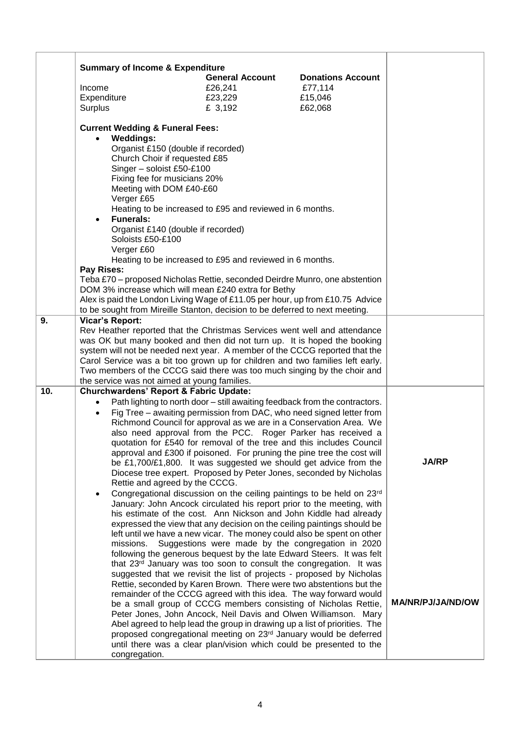| | | |
|---|---|---|
| | **Summary of Income & Expenditure**<br><br>| | General Account | Donations Account |<br>|---|---|---|<br>| Income | £26,241 | £77,114 |<br>| Expenditure | £23,229 | £15,046 |<br>| Surplus | £ 3,192 | £62,068 |<br><br>**Current Wedding & Funeral Fees:**<br>• **Weddings:**<br>Organist £150 (double if recorded)<br>Church Choir if requested £85<br>Singer – soloist £50-£100<br>Fixing fee for musicians 20%<br>Meeting with DOM £40-£60<br>Verger £65<br>Heating to be increased to £95 and reviewed in 6 months.<br>• **Funerals:**<br>Organist £140 (double if recorded)<br>Soloists £50-£100<br>Verger £60<br>Heating to be increased to £95 and reviewed in 6 months.<br>**Pay Rises:**<br>Teba £70 – proposed Nicholas Rettie, seconded Deirdre Munro, one abstention<br>DOM 3% increase which will mean £240 extra for Bethy<br>Alex is paid the London Living Wage of £11.05 per hour, up from £10.75 Advice to be sought from Mireille Stanton, decision to be deferred to next meeting. | |
| **9.** | **Vicar's Report:**<br>Rev Heather reported that the Christmas Services went well and attendance was OK but many booked and then did not turn up. It is hoped the booking system will not be needed next year. A member of the CCCG reported that the Carol Service was a bit too grown up for children and two families left early. Two members of the CCCG said there was too much singing by the choir and the service was not aimed at young families. | |
| **10.** | **Churchwardens' Report & Fabric Update:**<br>• Path lighting to north door – still awaiting feedback from the contractors.<br>• Fig Tree – awaiting permission from DAC, who need signed letter from Richmond Council for approval as we are in a Conservation Area. We also need approval from the PCC. Roger Parker has received a quotation for £540 for removal of the tree and this includes Council approval and £300 if poisoned. For pruning the pine tree the cost will be £1,700/£1,800. It was suggested we should get advice from the Diocese tree expert. Proposed by Peter Jones, seconded by Nicholas Rettie and agreed by the CCCG.<br>• Congregational discussion on the ceiling paintings to be held on 23rd January: John Ancock circulated his report prior to the meeting, with his estimate of the cost. Ann Nickson and John Kiddle had already expressed the view that any decision on the ceiling paintings should be left until we have a new vicar. The money could also be spent on other missions. Suggestions were made by the congregation in 2020 following the generous bequest by the late Edward Steers. It was felt that 23rd January was too soon to consult the congregation. It was suggested that we revisit the list of projects - proposed by Nicholas Rettie, seconded by Karen Brown. There were two abstentions but the remainder of the CCCG agreed with this idea. The way forward would be a small group of CCCG members consisting of Nicholas Rettie, Peter Jones, John Ancock, Neil Davis and Olwen Williamson. Mary Abel agreed to help lead the group in drawing up a list of priorities. The proposed congregational meeting on 23rd January would be deferred until there was a clear plan/vision which could be presented to the congregation. | **JA/RP**<br><br>**MA/NR/PJ/JA/ND/OW** |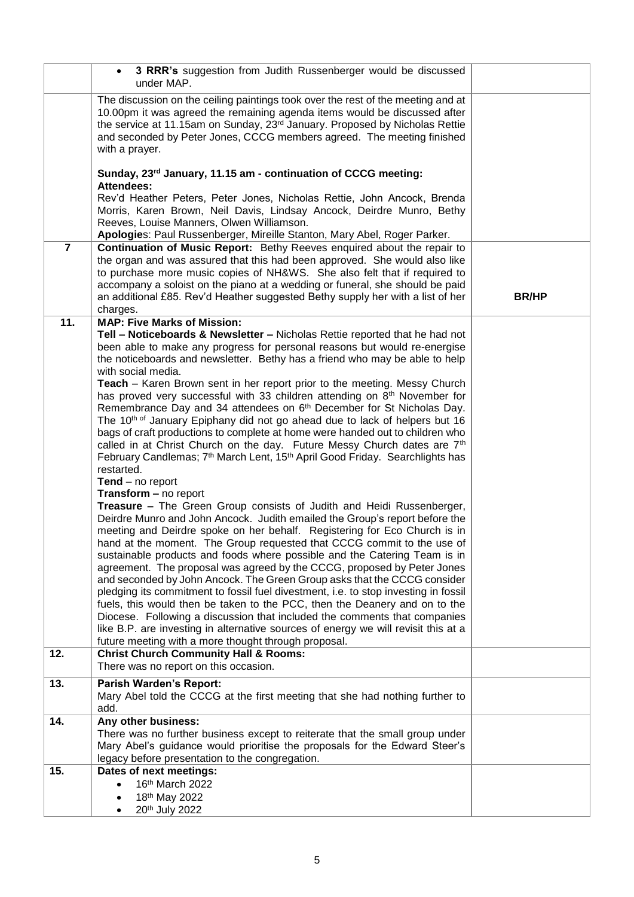| | | |
|---|---|---|
| | • **3 RRR's** suggestion from Judith Russenberger would be discussed under MAP. | |
| | The discussion on the ceiling paintings took over the rest of the meeting and at 10.00pm it was agreed the remaining agenda items would be discussed after the service at 11.15am on Sunday, 23rd January. Proposed by Nicholas Rettie and seconded by Peter Jones, CCCG members agreed. The meeting finished with a prayer.<br><br>**Sunday, 23rd January, 11.15 am - continuation of CCCG meeting:**<br>**Attendees:**<br>Rev'd Heather Peters, Peter Jones, Nicholas Rettie, John Ancock, Brenda Morris, Karen Brown, Neil Davis, Lindsay Ancock, Deirdre Munro, Bethy Reeves, Louise Manners, Olwen Williamson.<br>**Apologies**: Paul Russenberger, Mireille Stanton, Mary Abel, Roger Parker. | |
| **7** | **Continuation of Music Report:** Bethy Reeves enquired about the repair to the organ and was assured that this had been approved. She would also like to purchase more music copies of NH&WS. She also felt that if required to accompany a soloist on the piano at a wedding or funeral, she should be paid an additional £85. Rev'd Heather suggested Bethy supply her with a list of her charges. | **BR/HP** |
| **11.** | **MAP: Five Marks of Mission:**<br>**Tell – Noticeboards & Newsletter –** Nicholas Rettie reported that he had not been able to make any progress for personal reasons but would re-energise the noticeboards and newsletter. Bethy has a friend who may be able to help with social media.<br>**Teach** – Karen Brown sent in her report prior to the meeting. Messy Church has proved very successful with 33 children attending on 8th November for Remembrance Day and 34 attendees on 6th December for St Nicholas Day. The 10th of January Epiphany did not go ahead due to lack of helpers but 16 bags of craft productions to complete at home were handed out to children who called in at Christ Church on the day. Future Messy Church dates are 7th February Candlemas; 7th March Lent, 15th April Good Friday. Searchlights has restarted.<br>**Tend** – no report<br>**Transform –** no report<br>**Treasure –** The Green Group consists of Judith and Heidi Russenberger, Deirdre Munro and John Ancock. Judith emailed the Group's report before the meeting and Deirdre spoke on her behalf. Registering for Eco Church is in hand at the moment. The Group requested that CCCG commit to the use of sustainable products and foods where possible and the Catering Team is in agreement. The proposal was agreed by the CCCG, proposed by Peter Jones and seconded by John Ancock. The Green Group asks that the CCCG consider pledging its commitment to fossil fuel divestment, i.e. to stop investing in fossil fuels, this would then be taken to the PCC, then the Deanery and on to the Diocese. Following a discussion that included the comments that companies like B.P. are investing in alternative sources of energy we will revisit this at a future meeting with a more thought through proposal. | |
| **12.** | **Christ Church Community Hall & Rooms:**<br>There was no report on this occasion. | |
| **13.** | **Parish Warden's Report:**<br>Mary Abel told the CCCG at the first meeting that she had nothing further to add. | |
| **14.** | **Any other business:**<br>There was no further business except to reiterate that the small group under Mary Abel's guidance would prioritise the proposals for the Edward Steer's legacy before presentation to the congregation. | |
| **15.** | **Dates of next meetings:**<br>• 16th March 2022<br>• 18th May 2022<br>• 20th July 2022 | |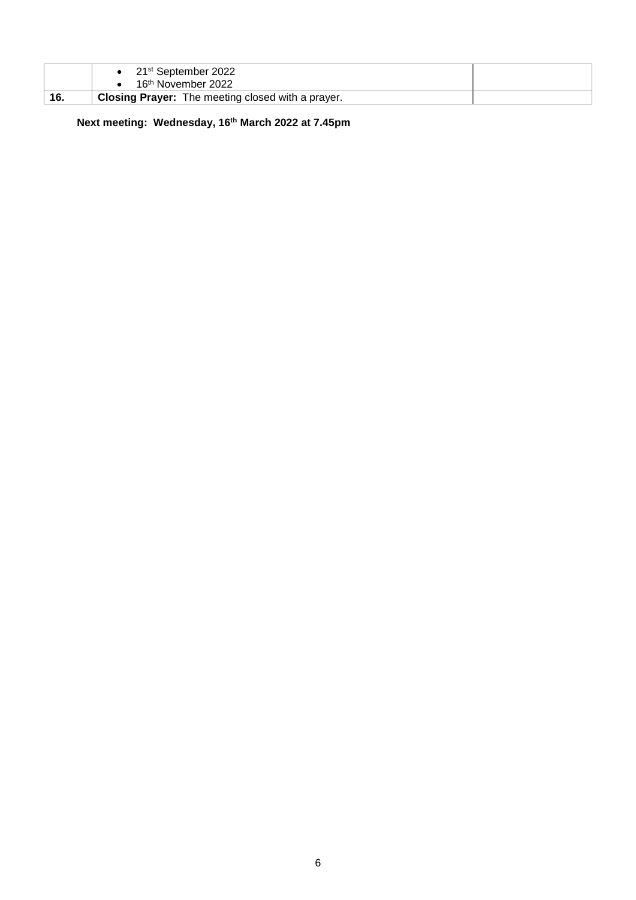| | | |
|---|---|---|
| | • 21st September 2022<br>• 16th November 2022 | |
| **16.** | **Closing Prayer:** The meeting closed with a prayer. | |

**Next meeting: Wednesday, 16th March 2022 at 7.45pm**